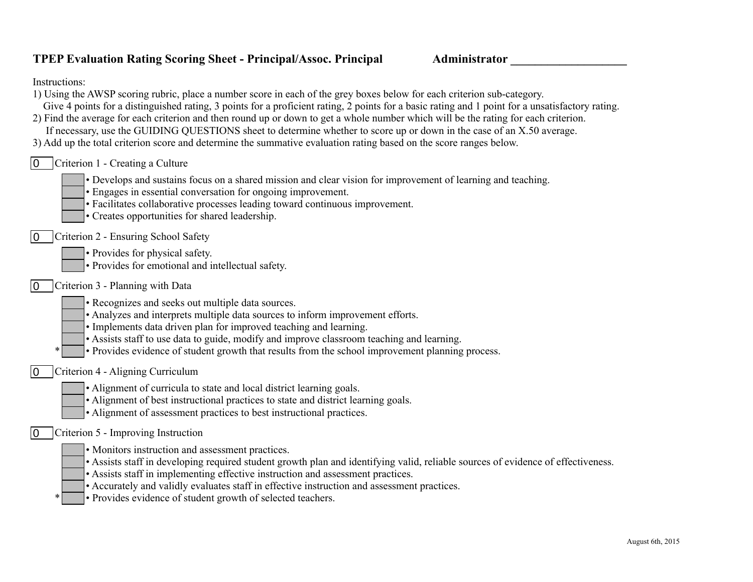**TPEP Evaluation Rating Scoring Sheet - Principal/Assoc. Principal** **Administrator \_\_\_\_\_\_\_\_\_\_\_\_\_\_\_\_\_\_\_\_**

Instructions:

1) Using the AWSP scoring rubric, place a number score in each of the grey boxes below for each criterion sub-category.
   Give 4 points for a distinguished rating, 3 points for a proficient rating, 2 points for a basic rating and 1 point for a unsatisfactory rating.
2) Find the average for each criterion and then round up or down to get a whole number which will be the rating for each criterion.
   If necessary, use the GUIDING QUESTIONS sheet to determine whether to score up or down in the case of an X.50 average.
3) Add up the total criterion score and determine the summative evaluation rating based on the score ranges below.

0 Criterion 1 - Creating a Culture

- [ ] • Develops and sustains focus on a shared mission and clear vision for improvement of learning and teaching.
- [ ] • Engages in essential conversation for ongoing improvement.
- [ ] • Facilitates collaborative processes leading toward continuous improvement.
- [ ] • Creates opportunities for shared leadership.

0 Criterion 2 - Ensuring School Safety

- [ ] • Provides for physical safety.
- [ ] • Provides for emotional and intellectual safety.

0 Criterion 3 - Planning with Data

- [ ] • Recognizes and seeks out multiple data sources.
- [ ] • Analyzes and interprets multiple data sources to inform improvement efforts.
- [ ] • Implements data driven plan for improved teaching and learning.
- [ ] • Assists staff to use data to guide, modify and improve classroom teaching and learning.
- \* [ ] • Provides evidence of student growth that results from the school improvement planning process.

0 Criterion 4 - Aligning Curriculum

- [ ] • Alignment of curricula to state and local district learning goals.
- [ ] • Alignment of best instructional practices to state and district learning goals.
- [ ] • Alignment of assessment practices to best instructional practices.

0 Criterion 5 - Improving Instruction

- [ ] • Monitors instruction and assessment practices.
- [ ] • Assists staff in developing required student growth plan and identifying valid, reliable sources of evidence of effectiveness.
- [ ] • Assists staff in implementing effective instruction and assessment practices.
- [ ] • Accurately and validly evaluates staff in effective instruction and assessment practices.
- \* [ ] • Provides evidence of student growth of selected teachers.

August 6th, 2015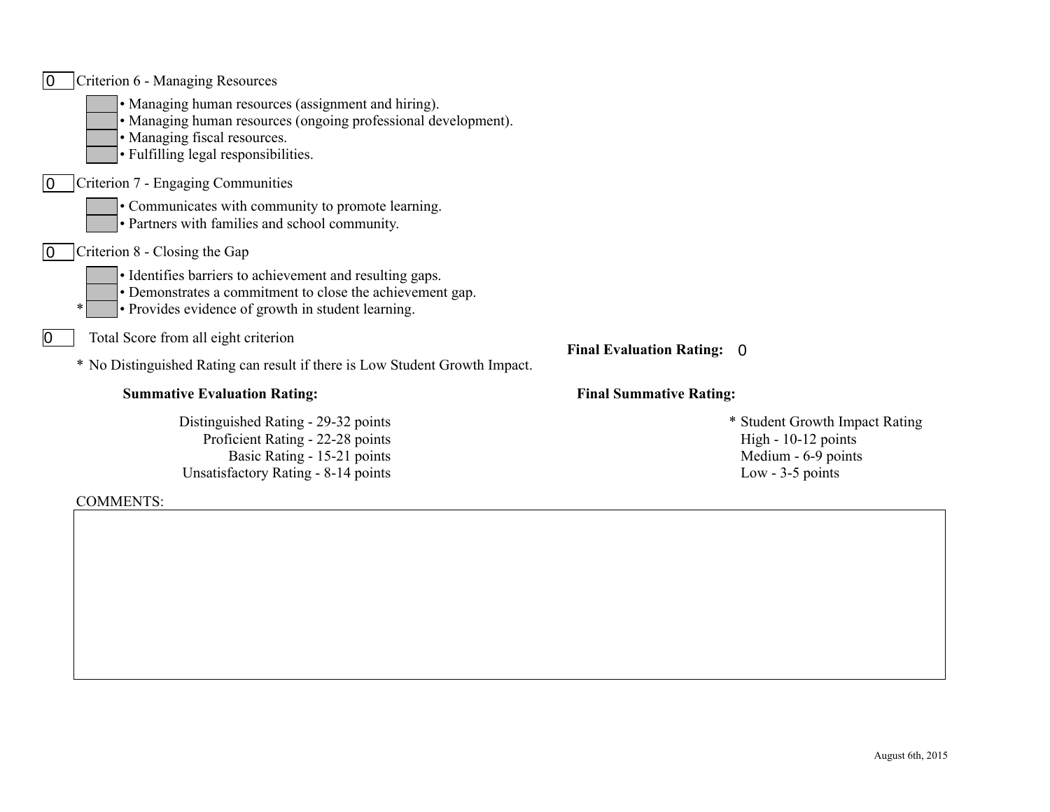0 Criterion 6 - Managing Resources

- Managing human resources (assignment and hiring).
- Managing human resources (ongoing professional development).
- Managing fiscal resources.
- Fulfilling legal responsibilities.

0 Criterion 7 - Engaging Communities

- Communicates with community to promote learning.
- Partners with families and school community.

0 Criterion 8 - Closing the Gap

- Identifies barriers to achievement and resulting gaps.
- Demonstrates a commitment to close the achievement gap.
- \* Provides evidence of growth in student learning.

0 Total Score from all eight criterion

\* No Distinguished Rating can result if there is Low Student Growth Impact.

**Final Evaluation Rating:** 0

**Summative Evaluation Rating:**

Distinguished Rating - 29-32 points
Proficient Rating - 22-28 points
Basic Rating - 15-21 points
Unsatisfactory Rating - 8-14 points

**Final Summative Rating:**

\* Student Growth Impact Rating
High - 10-12 points
Medium - 6-9 points
Low - 3-5 points

COMMENTS:

August 6th, 2015